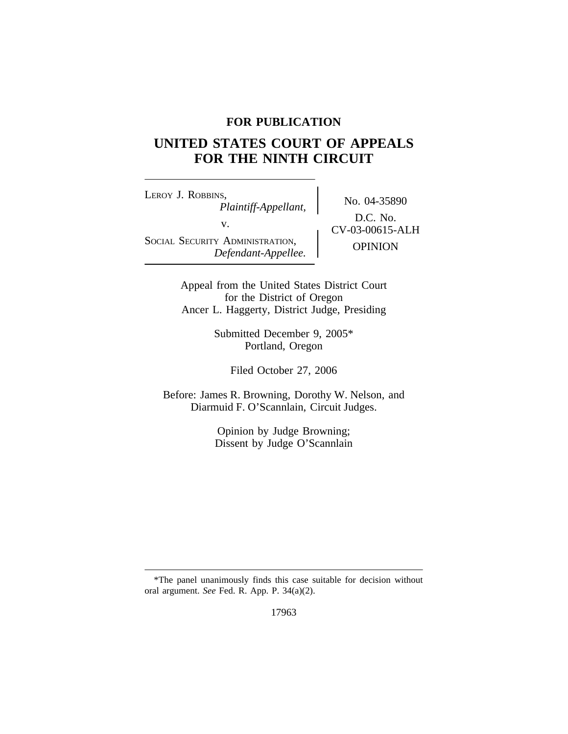**FOR PUBLICATION**

# UNITED STATES COURT OF APPEALS FOR THE NINTH CIRCUIT

| | |
|---|---|
| LEROY J. ROBBINS, *Plaintiff-Appellant,* v. SOCIAL SECURITY ADMINISTRATION, *Defendant-Appellee.* | No. 04-35890 D.C. No. CV-03-00615-ALH OPINION |

Appeal from the United States District Court
for the District of Oregon
Ancer L. Haggerty, District Judge, Presiding

Submitted December 9, 2005*
Portland, Oregon

Filed October 27, 2006

Before: James R. Browning, Dorothy W. Nelson, and
Diarmuid F. O'Scannlain, Circuit Judges.

Opinion by Judge Browning;
Dissent by Judge O'Scannlain

---

*The panel unanimously finds this case suitable for decision without oral argument. *See* Fed. R. App. P. 34(a)(2).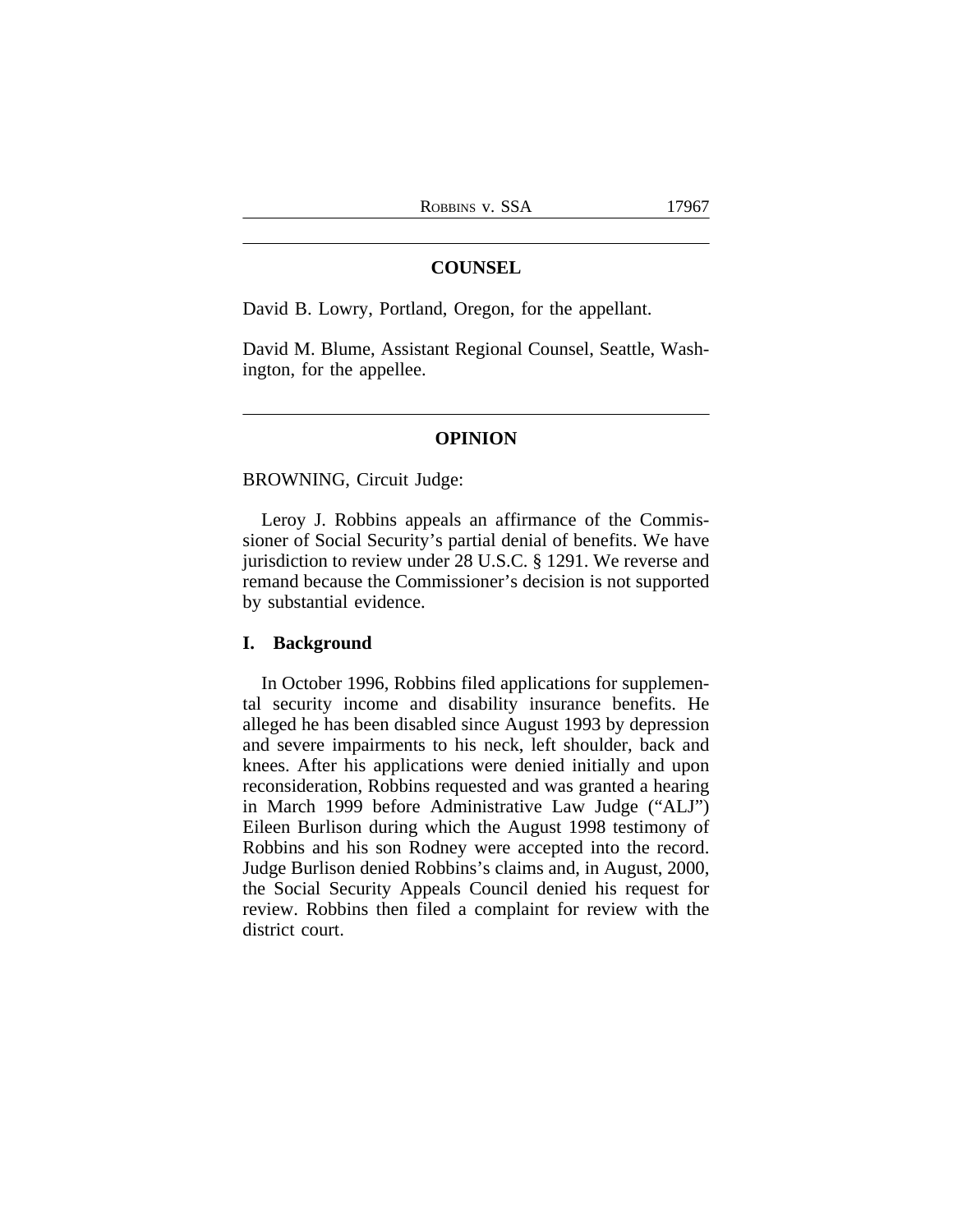## COUNSEL

David B. Lowry, Portland, Oregon, for the appellant.

David M. Blume, Assistant Regional Counsel, Seattle, Washington, for the appellee.

## OPINION

BROWNING, Circuit Judge:

Leroy J. Robbins appeals an affirmance of the Commissioner of Social Security's partial denial of benefits. We have jurisdiction to review under 28 U.S.C. § 1291. We reverse and remand because the Commissioner's decision is not supported by substantial evidence.

### I. Background

In October 1996, Robbins filed applications for supplemental security income and disability insurance benefits. He alleged he has been disabled since August 1993 by depression and severe impairments to his neck, left shoulder, back and knees. After his applications were denied initially and upon reconsideration, Robbins requested and was granted a hearing in March 1999 before Administrative Law Judge ("ALJ") Eileen Burlison during which the August 1998 testimony of Robbins and his son Rodney were accepted into the record. Judge Burlison denied Robbins's claims and, in August, 2000, the Social Security Appeals Council denied his request for review. Robbins then filed a complaint for review with the district court.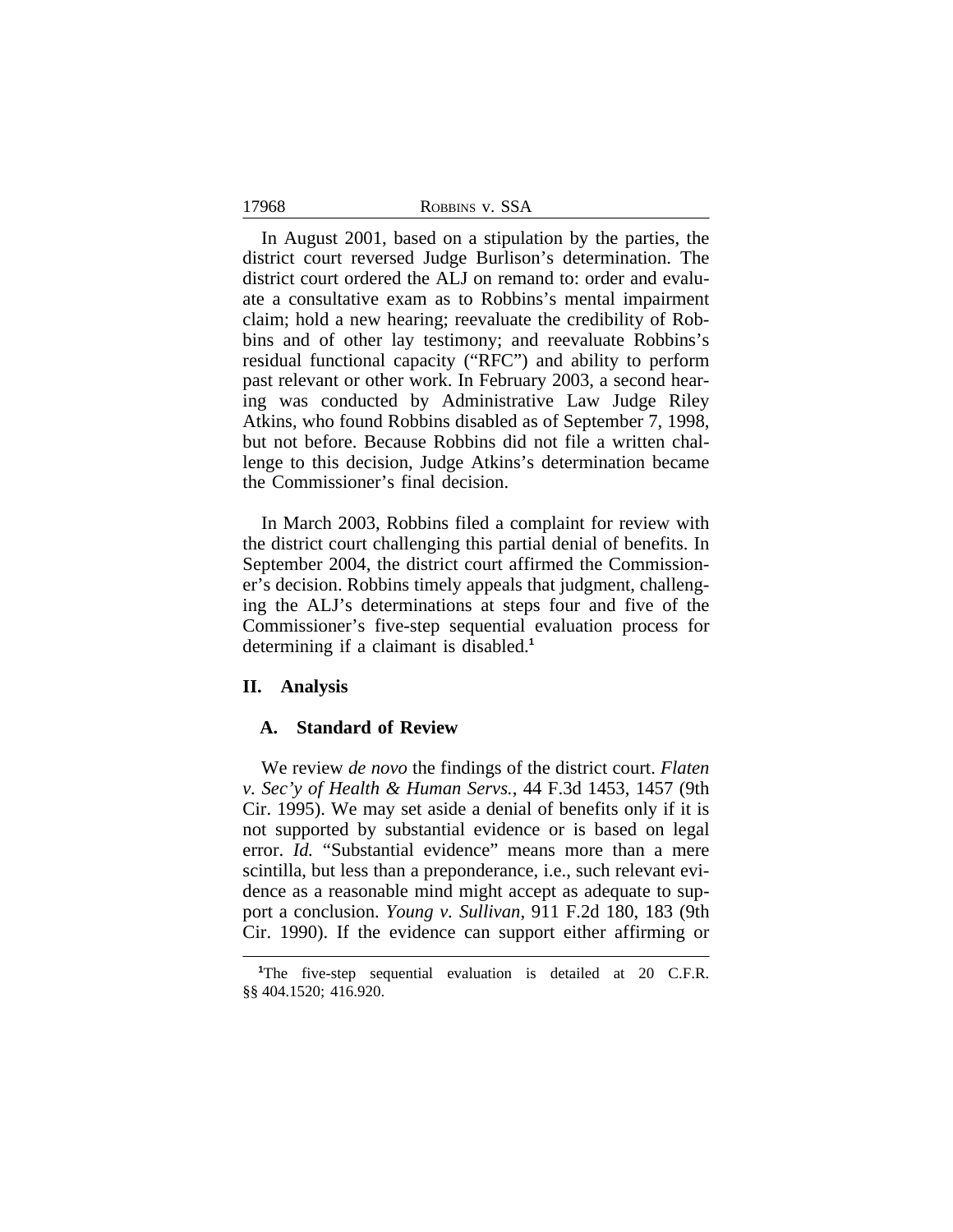In August 2001, based on a stipulation by the parties, the district court reversed Judge Burlison's determination. The district court ordered the ALJ on remand to: order and evaluate a consultative exam as to Robbins's mental impairment claim; hold a new hearing; reevaluate the credibility of Robbins and of other lay testimony; and reevaluate Robbins's residual functional capacity ("RFC") and ability to perform past relevant or other work. In February 2003, a second hearing was conducted by Administrative Law Judge Riley Atkins, who found Robbins disabled as of September 7, 1998, but not before. Because Robbins did not file a written challenge to this decision, Judge Atkins's determination became the Commissioner's final decision.

In March 2003, Robbins filed a complaint for review with the district court challenging this partial denial of benefits. In September 2004, the district court affirmed the Commissioner's decision. Robbins timely appeals that judgment, challenging the ALJ's determinations at steps four and five of the Commissioner's five-step sequential evaluation process for determining if a claimant is disabled.[1]

## II. Analysis

### A. Standard of Review

We review *de novo* the findings of the district court. *Flaten v. Sec'y of Health & Human Servs.*, 44 F.3d 1453, 1457 (9th Cir. 1995). We may set aside a denial of benefits only if it is not supported by substantial evidence or is based on legal error. *Id.* "Substantial evidence" means more than a mere scintilla, but less than a preponderance, i.e., such relevant evidence as a reasonable mind might accept as adequate to support a conclusion. *Young v. Sullivan*, 911 F.2d 180, 183 (9th Cir. 1990). If the evidence can support either affirming or

---

[1]The five-step sequential evaluation is detailed at 20 C.F.R. §§ 404.1520; 416.920.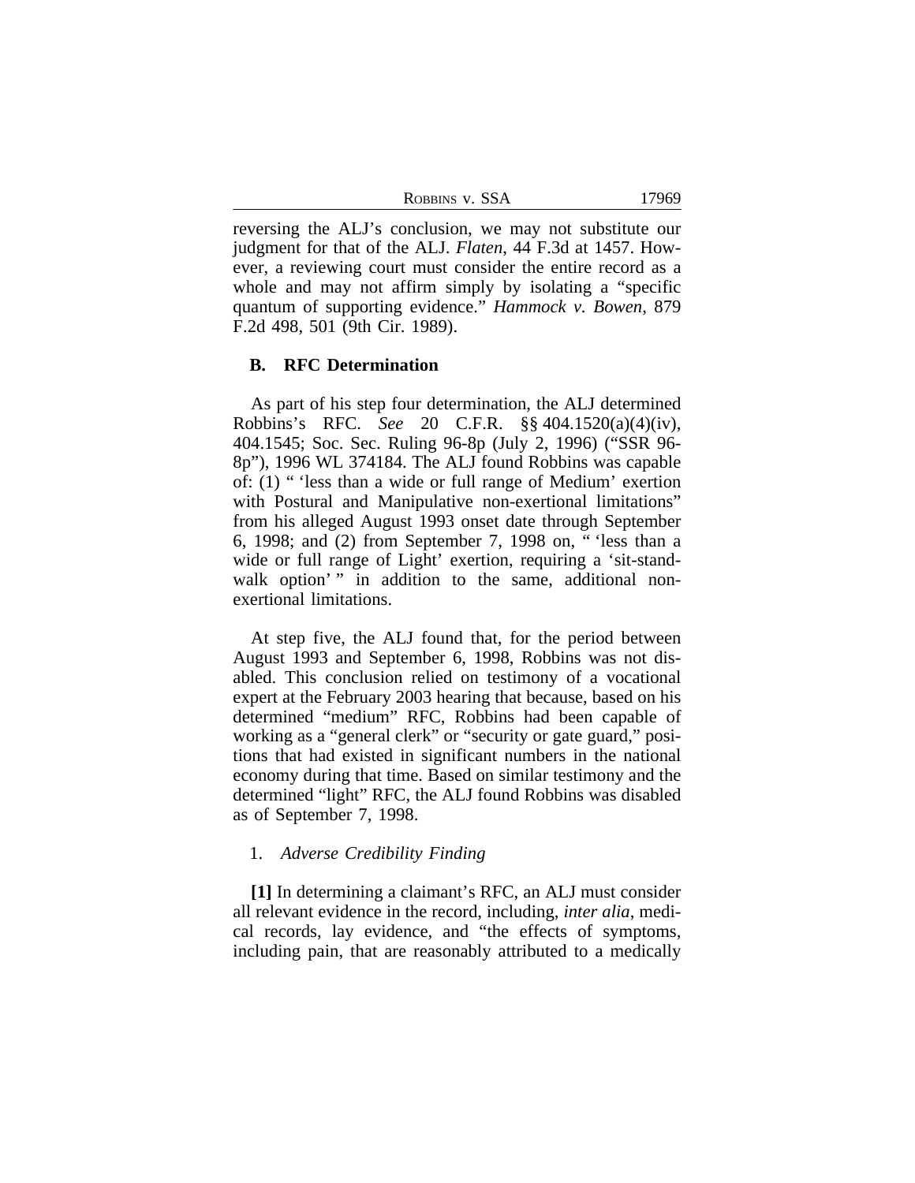reversing the ALJ's conclusion, we may not substitute our judgment for that of the ALJ. *Flaten*, 44 F.3d at 1457. However, a reviewing court must consider the entire record as a whole and may not affirm simply by isolating a "specific quantum of supporting evidence." *Hammock v. Bowen*, 879 F.2d 498, 501 (9th Cir. 1989).

### B. RFC Determination

As part of his step four determination, the ALJ determined Robbins's RFC. *See* 20 C.F.R. §§ 404.1520(a)(4)(iv), 404.1545; Soc. Sec. Ruling 96-8p (July 2, 1996) ("SSR 96-8p"), 1996 WL 374184. The ALJ found Robbins was capable of: (1) " 'less than a wide or full range of Medium' exertion with Postural and Manipulative non-exertional limitations" from his alleged August 1993 onset date through September 6, 1998; and (2) from September 7, 1998 on, " 'less than a wide or full range of Light' exertion, requiring a 'sit-stand-walk option' " in addition to the same, additional non-exertional limitations.

At step five, the ALJ found that, for the period between August 1993 and September 6, 1998, Robbins was not disabled. This conclusion relied on testimony of a vocational expert at the February 2003 hearing that because, based on his determined "medium" RFC, Robbins had been capable of working as a "general clerk" or "security or gate guard," positions that had existed in significant numbers in the national economy during that time. Based on similar testimony and the determined "light" RFC, the ALJ found Robbins was disabled as of September 7, 1998.

#### 1. *Adverse Credibility Finding*

**[1]** In determining a claimant's RFC, an ALJ must consider all relevant evidence in the record, including, *inter alia*, medical records, lay evidence, and "the effects of symptoms, including pain, that are reasonably attributed to a medically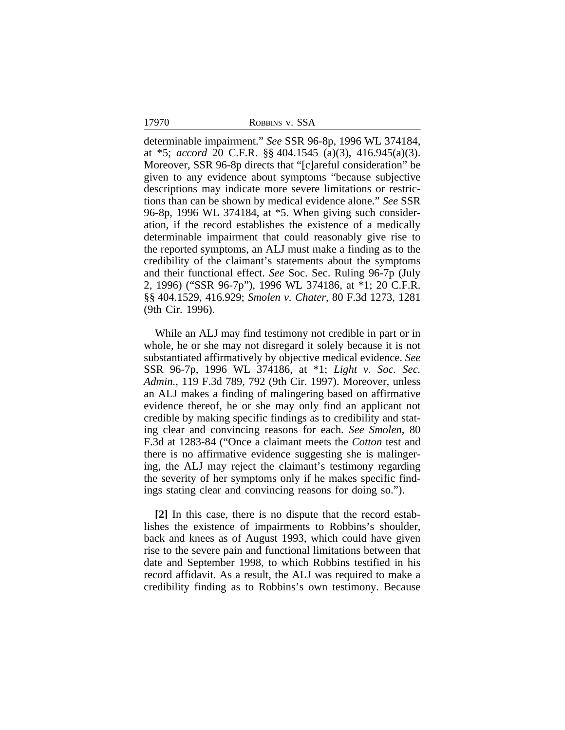determinable impairment." *See* SSR 96-8p, 1996 WL 374184, at *5; *accord* 20 C.F.R. §§ 404.1545 (a)(3), 416.945(a)(3). Moreover, SSR 96-8p directs that "[c]areful consideration" be given to any evidence about symptoms "because subjective descriptions may indicate more severe limitations or restrictions than can be shown by medical evidence alone." *See* SSR 96-8p, 1996 WL 374184, at *5. When giving such consideration, if the record establishes the existence of a medically determinable impairment that could reasonably give rise to the reported symptoms, an ALJ must make a finding as to the credibility of the claimant's statements about the symptoms and their functional effect. *See* Soc. Sec. Ruling 96-7p (July 2, 1996) ("SSR 96-7p"), 1996 WL 374186, at *1; 20 C.F.R. §§ 404.1529, 416.929; *Smolen v. Chater*, 80 F.3d 1273, 1281 (9th Cir. 1996).

While an ALJ may find testimony not credible in part or in whole, he or she may not disregard it solely because it is not substantiated affirmatively by objective medical evidence. *See* SSR 96-7p, 1996 WL 374186, at *1; *Light v. Soc. Sec. Admin.*, 119 F.3d 789, 792 (9th Cir. 1997). Moreover, unless an ALJ makes a finding of malingering based on affirmative evidence thereof, he or she may only find an applicant not credible by making specific findings as to credibility and stating clear and convincing reasons for each. *See Smolen*, 80 F.3d at 1283-84 ("Once a claimant meets the *Cotton* test and there is no affirmative evidence suggesting she is malingering, the ALJ may reject the claimant's testimony regarding the severity of her symptoms only if he makes specific findings stating clear and convincing reasons for doing so.").

**[2]** In this case, there is no dispute that the record establishes the existence of impairments to Robbins's shoulder, back and knees as of August 1993, which could have given rise to the severe pain and functional limitations between that date and September 1998, to which Robbins testified in his record affidavit. As a result, the ALJ was required to make a credibility finding as to Robbins's own testimony. Because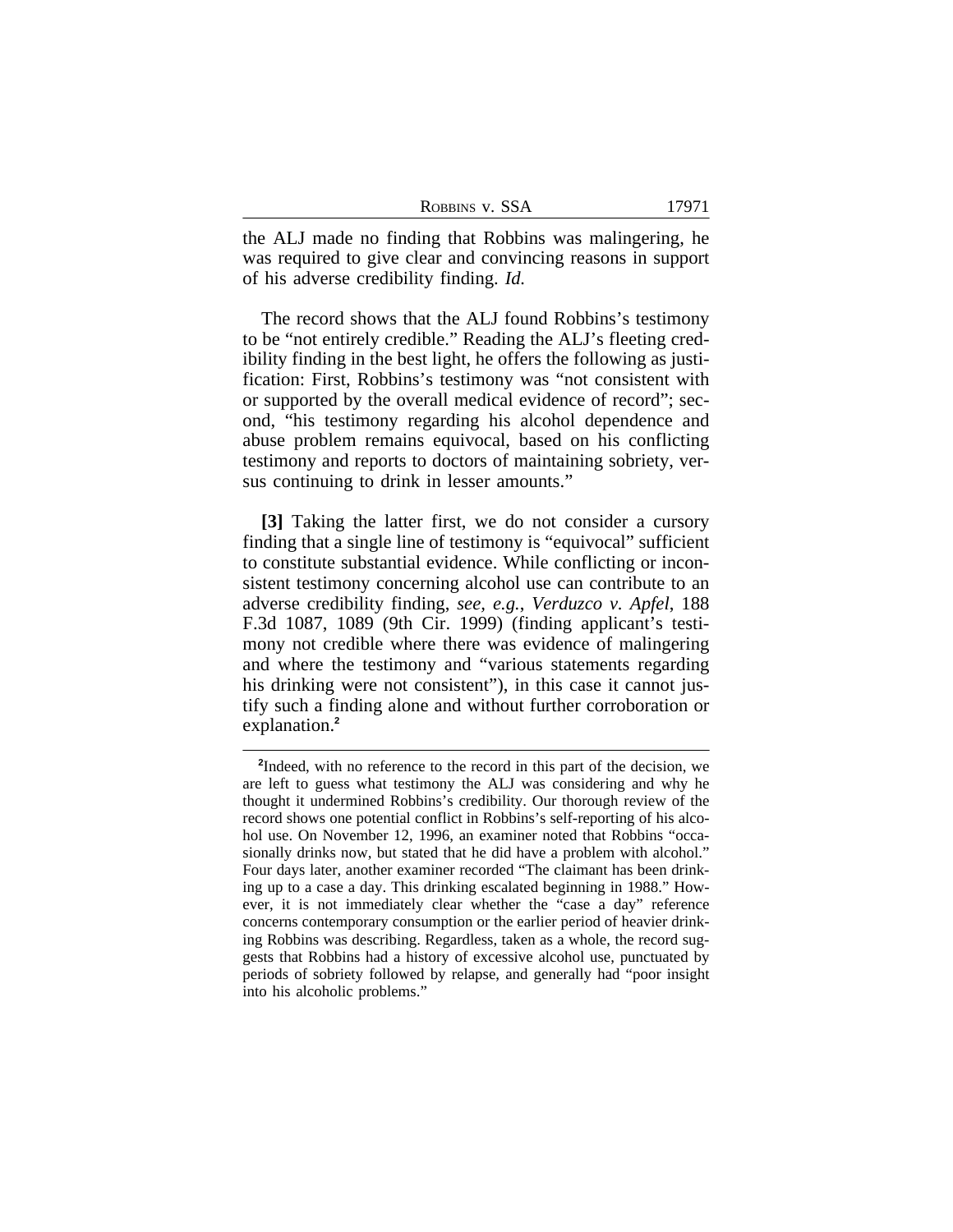the ALJ made no finding that Robbins was malingering, he was required to give clear and convincing reasons in support of his adverse credibility finding. *Id.*

The record shows that the ALJ found Robbins's testimony to be "not entirely credible." Reading the ALJ's fleeting credibility finding in the best light, he offers the following as justification: First, Robbins's testimony was "not consistent with or supported by the overall medical evidence of record"; second, "his testimony regarding his alcohol dependence and abuse problem remains equivocal, based on his conflicting testimony and reports to doctors of maintaining sobriety, versus continuing to drink in lesser amounts."

**[3]** Taking the latter first, we do not consider a cursory finding that a single line of testimony is "equivocal" sufficient to constitute substantial evidence. While conflicting or inconsistent testimony concerning alcohol use can contribute to an adverse credibility finding, *see, e.g.*, *Verduzco v. Apfel*, 188 F.3d 1087, 1089 (9th Cir. 1999) (finding applicant's testimony not credible where there was evidence of malingering and where the testimony and "various statements regarding his drinking were not consistent"), in this case it cannot justify such a finding alone and without further corroboration or explanation.[2]

[2]Indeed, with no reference to the record in this part of the decision, we are left to guess what testimony the ALJ was considering and why he thought it undermined Robbins's credibility. Our thorough review of the record shows one potential conflict in Robbins's self-reporting of his alcohol use. On November 12, 1996, an examiner noted that Robbins "occasionally drinks now, but stated that he did have a problem with alcohol." Four days later, another examiner recorded "The claimant has been drinking up to a case a day. This drinking escalated beginning in 1988." However, it is not immediately clear whether the "case a day" reference concerns contemporary consumption or the earlier period of heavier drinking Robbins was describing. Regardless, taken as a whole, the record suggests that Robbins had a history of excessive alcohol use, punctuated by periods of sobriety followed by relapse, and generally had "poor insight into his alcoholic problems."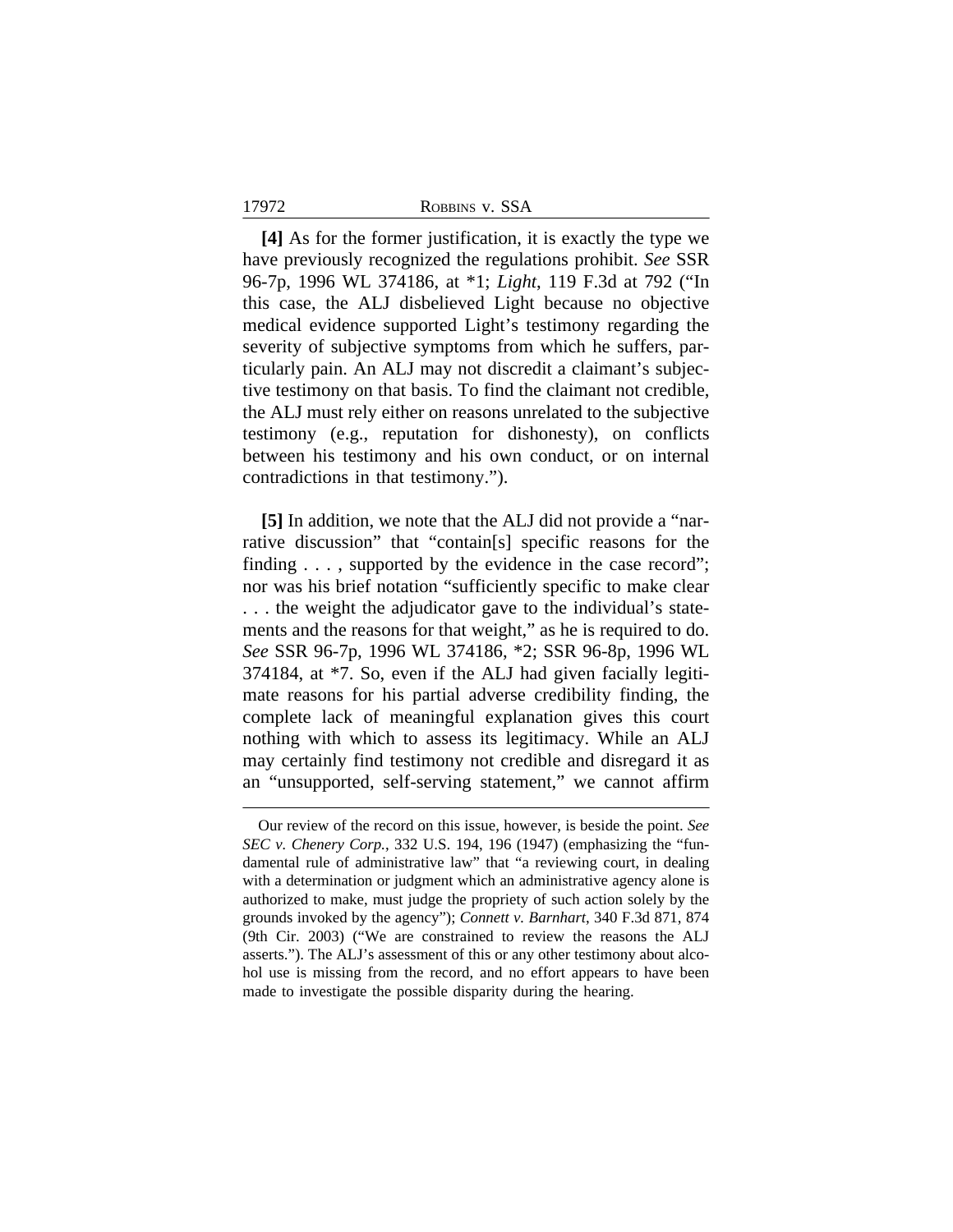**[4]** As for the former justification, it is exactly the type we have previously recognized the regulations prohibit. *See* SSR 96-7p, 1996 WL 374186, at *1; *Light*, 119 F.3d at 792 ("In this case, the ALJ disbelieved Light because no objective medical evidence supported Light's testimony regarding the severity of subjective symptoms from which he suffers, particularly pain. An ALJ may not discredit a claimant's subjective testimony on that basis. To find the claimant not credible, the ALJ must rely either on reasons unrelated to the subjective testimony (e.g., reputation for dishonesty), on conflicts between his testimony and his own conduct, or on internal contradictions in that testimony.").

**[5]** In addition, we note that the ALJ did not provide a "narrative discussion" that "contain[s] specific reasons for the finding . . . , supported by the evidence in the case record"; nor was his brief notation "sufficiently specific to make clear . . . the weight the adjudicator gave to the individual's statements and the reasons for that weight," as he is required to do. *See* SSR 96-7p, 1996 WL 374186, *2; SSR 96-8p, 1996 WL 374184, at *7. So, even if the ALJ had given facially legitimate reasons for his partial adverse credibility finding, the complete lack of meaningful explanation gives this court nothing with which to assess its legitimacy. While an ALJ may certainly find testimony not credible and disregard it as an "unsupported, self-serving statement," we cannot affirm

---

Our review of the record on this issue, however, is beside the point. *See SEC v. Chenery Corp.*, 332 U.S. 194, 196 (1947) (emphasizing the "fundamental rule of administrative law" that "a reviewing court, in dealing with a determination or judgment which an administrative agency alone is authorized to make, must judge the propriety of such action solely by the grounds invoked by the agency"); *Connett v. Barnhart*, 340 F.3d 871, 874 (9th Cir. 2003) ("We are constrained to review the reasons the ALJ asserts."). The ALJ's assessment of this or any other testimony about alcohol use is missing from the record, and no effort appears to have been made to investigate the possible disparity during the hearing.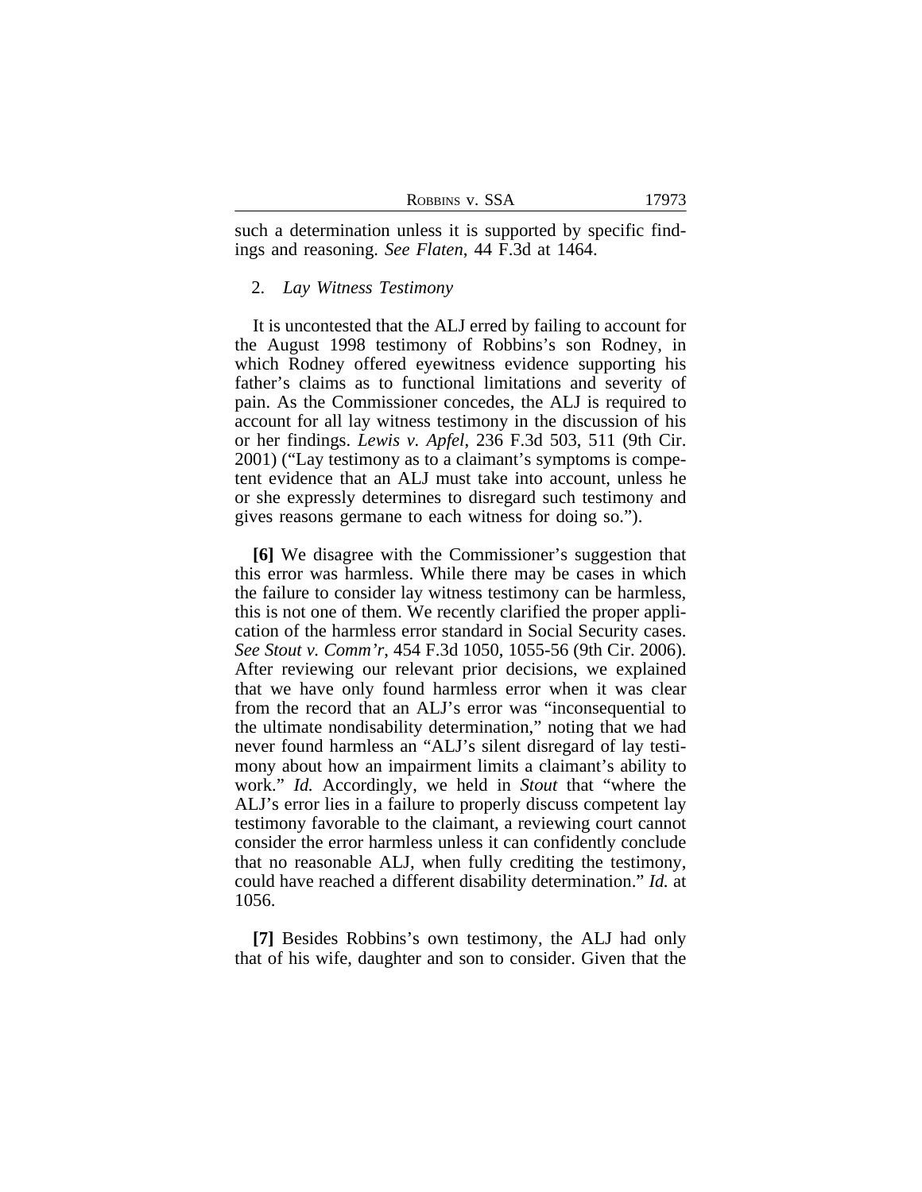such a determination unless it is supported by specific findings and reasoning. *See Flaten*, 44 F.3d at 1464.

2. *Lay Witness Testimony*

It is uncontested that the ALJ erred by failing to account for the August 1998 testimony of Robbins's son Rodney, in which Rodney offered eyewitness evidence supporting his father's claims as to functional limitations and severity of pain. As the Commissioner concedes, the ALJ is required to account for all lay witness testimony in the discussion of his or her findings. *Lewis v. Apfel*, 236 F.3d 503, 511 (9th Cir. 2001) ("Lay testimony as to a claimant's symptoms is competent evidence that an ALJ must take into account, unless he or she expressly determines to disregard such testimony and gives reasons germane to each witness for doing so.").

**[6]** We disagree with the Commissioner's suggestion that this error was harmless. While there may be cases in which the failure to consider lay witness testimony can be harmless, this is not one of them. We recently clarified the proper application of the harmless error standard in Social Security cases. *See Stout v. Comm'r*, 454 F.3d 1050, 1055-56 (9th Cir. 2006). After reviewing our relevant prior decisions, we explained that we have only found harmless error when it was clear from the record that an ALJ's error was "inconsequential to the ultimate nondisability determination," noting that we had never found harmless an "ALJ's silent disregard of lay testimony about how an impairment limits a claimant's ability to work." *Id.* Accordingly, we held in *Stout* that "where the ALJ's error lies in a failure to properly discuss competent lay testimony favorable to the claimant, a reviewing court cannot consider the error harmless unless it can confidently conclude that no reasonable ALJ, when fully crediting the testimony, could have reached a different disability determination." *Id.* at 1056.

**[7]** Besides Robbins's own testimony, the ALJ had only that of his wife, daughter and son to consider. Given that the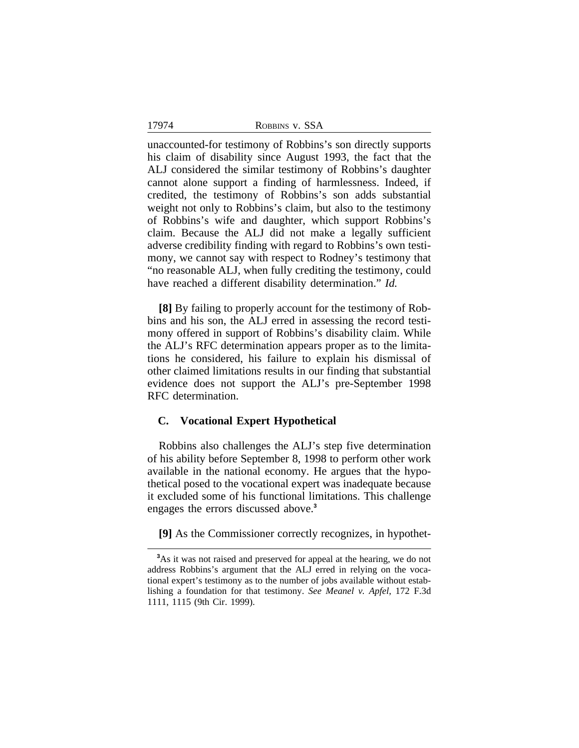unaccounted-for testimony of Robbins's son directly supports his claim of disability since August 1993, the fact that the ALJ considered the similar testimony of Robbins's daughter cannot alone support a finding of harmlessness. Indeed, if credited, the testimony of Robbins's son adds substantial weight not only to Robbins's claim, but also to the testimony of Robbins's wife and daughter, which support Robbins's claim. Because the ALJ did not make a legally sufficient adverse credibility finding with regard to Robbins's own testimony, we cannot say with respect to Rodney's testimony that "no reasonable ALJ, when fully crediting the testimony, could have reached a different disability determination." *Id.*

**[8]** By failing to properly account for the testimony of Robbins and his son, the ALJ erred in assessing the record testimony offered in support of Robbins's disability claim. While the ALJ's RFC determination appears proper as to the limitations he considered, his failure to explain his dismissal of other claimed limitations results in our finding that substantial evidence does not support the ALJ's pre-September 1998 RFC determination.

### C. Vocational Expert Hypothetical

Robbins also challenges the ALJ's step five determination of his ability before September 8, 1998 to perform other work available in the national economy. He argues that the hypothetical posed to the vocational expert was inadequate because it excluded some of his functional limitations. This challenge engages the errors discussed above.[3]

**[9]** As the Commissioner correctly recognizes, in hypothet-

[3]As it was not raised and preserved for appeal at the hearing, we do not address Robbins's argument that the ALJ erred in relying on the vocational expert's testimony as to the number of jobs available without establishing a foundation for that testimony. *See Meanel v. Apfel*, 172 F.3d 1111, 1115 (9th Cir. 1999).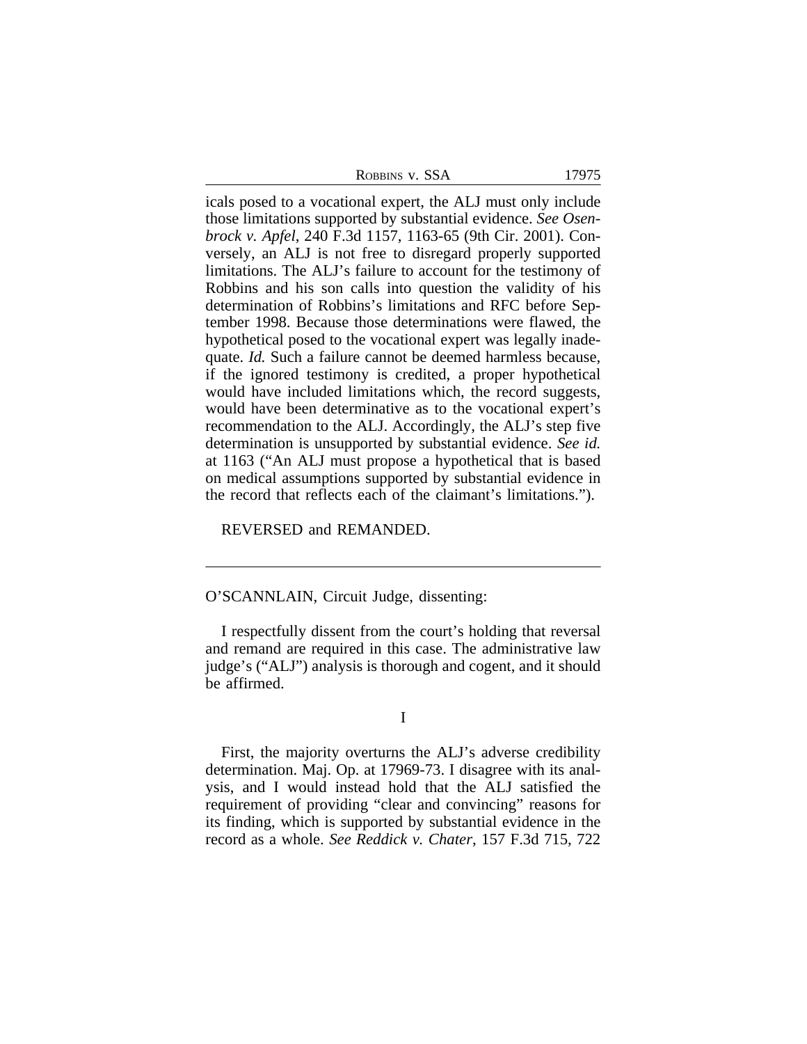icals posed to a vocational expert, the ALJ must only include those limitations supported by substantial evidence. *See Osenbrock v. Apfel*, 240 F.3d 1157, 1163-65 (9th Cir. 2001). Conversely, an ALJ is not free to disregard properly supported limitations. The ALJ's failure to account for the testimony of Robbins and his son calls into question the validity of his determination of Robbins's limitations and RFC before September 1998. Because those determinations were flawed, the hypothetical posed to the vocational expert was legally inadequate. *Id.* Such a failure cannot be deemed harmless because, if the ignored testimony is credited, a proper hypothetical would have included limitations which, the record suggests, would have been determinative as to the vocational expert's recommendation to the ALJ. Accordingly, the ALJ's step five determination is unsupported by substantial evidence. *See id.* at 1163 ("An ALJ must propose a hypothetical that is based on medical assumptions supported by substantial evidence in the record that reflects each of the claimant's limitations.").

REVERSED and REMANDED.

---

O'SCANNLAIN, Circuit Judge, dissenting:

I respectfully dissent from the court's holding that reversal and remand are required in this case. The administrative law judge's ("ALJ") analysis is thorough and cogent, and it should be affirmed.

## I

First, the majority overturns the ALJ's adverse credibility determination. Maj. Op. at 17969-73. I disagree with its analysis, and I would instead hold that the ALJ satisfied the requirement of providing "clear and convincing" reasons for its finding, which is supported by substantial evidence in the record as a whole. *See Reddick v. Chater*, 157 F.3d 715, 722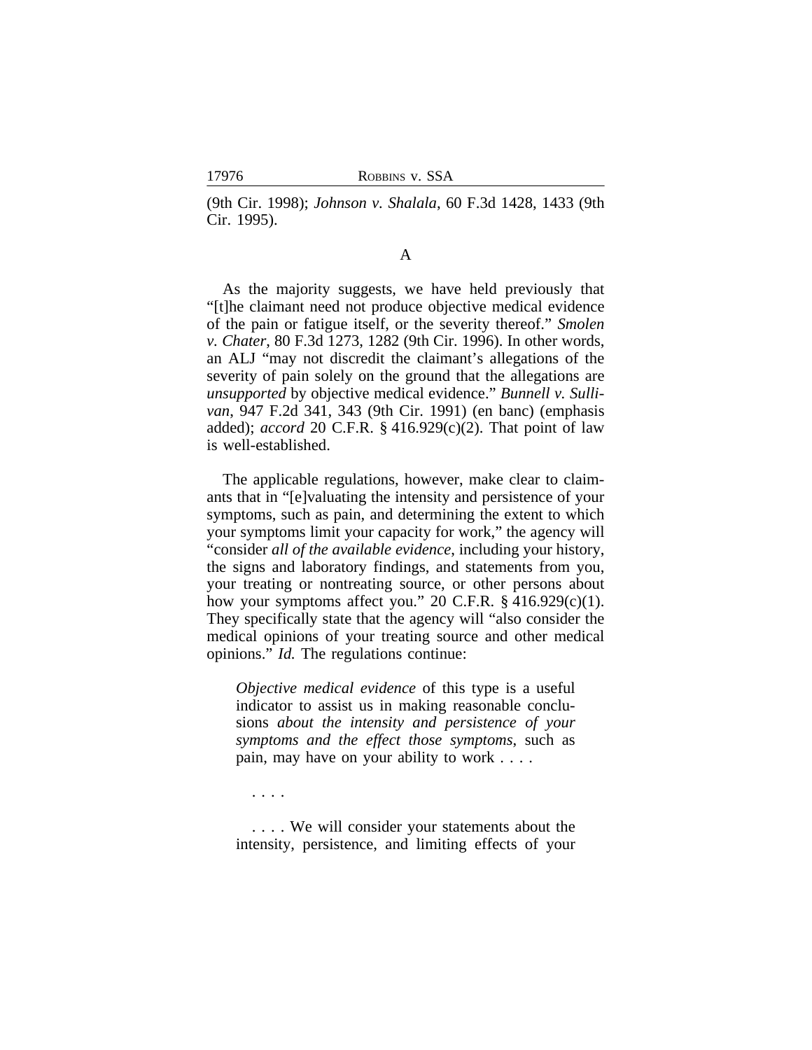(9th Cir. 1998); *Johnson v. Shalala*, 60 F.3d 1428, 1433 (9th Cir. 1995).

A

As the majority suggests, we have held previously that "[t]he claimant need not produce objective medical evidence of the pain or fatigue itself, or the severity thereof." *Smolen v. Chater*, 80 F.3d 1273, 1282 (9th Cir. 1996). In other words, an ALJ "may not discredit the claimant's allegations of the severity of pain solely on the ground that the allegations are *unsupported* by objective medical evidence." *Bunnell v. Sullivan*, 947 F.2d 341, 343 (9th Cir. 1991) (en banc) (emphasis added); *accord* 20 C.F.R. § 416.929(c)(2). That point of law is well-established.

The applicable regulations, however, make clear to claimants that in "[e]valuating the intensity and persistence of your symptoms, such as pain, and determining the extent to which your symptoms limit your capacity for work," the agency will "consider *all of the available evidence*, including your history, the signs and laboratory findings, and statements from you, your treating or nontreating source, or other persons about how your symptoms affect you." 20 C.F.R. § 416.929(c)(1). They specifically state that the agency will "also consider the medical opinions of your treating source and other medical opinions." *Id.* The regulations continue:

> *Objective medical evidence* of this type is a useful indicator to assist us in making reasonable conclusions *about the intensity and persistence of your symptoms and the effect those symptoms*, such as pain, may have on your ability to work . . . .
>
> . . . .
>
> . . . . We will consider your statements about the intensity, persistence, and limiting effects of your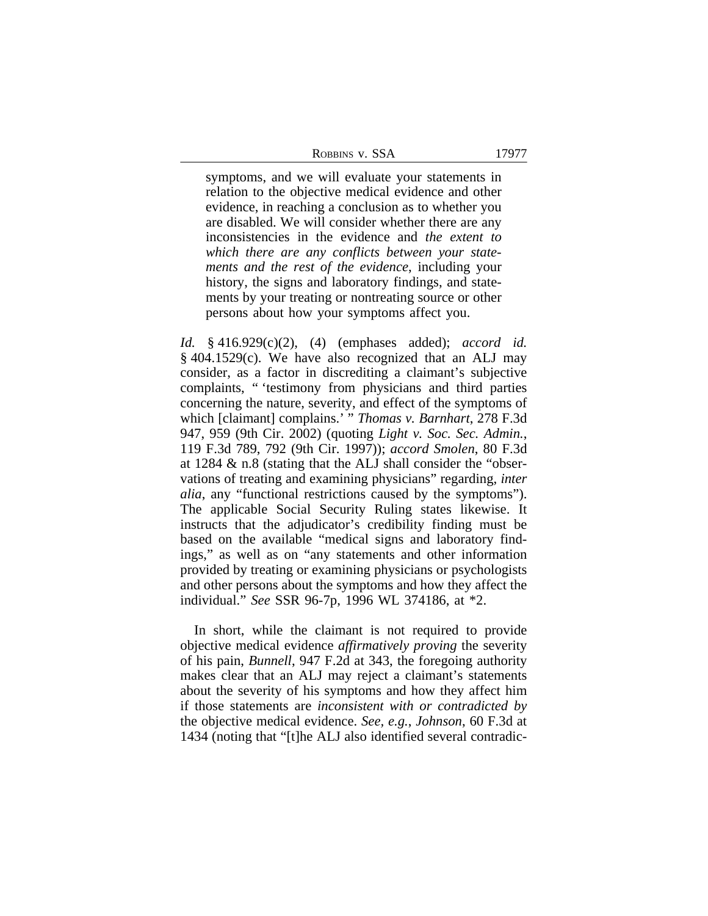> symptoms, and we will evaluate your statements in relation to the objective medical evidence and other evidence, in reaching a conclusion as to whether you are disabled. We will consider whether there are any inconsistencies in the evidence and *the extent to which there are any conflicts between your statements and the rest of the evidence*, including your history, the signs and laboratory findings, and statements by your treating or nontreating source or other persons about how your symptoms affect you.

*Id.* § 416.929(c)(2), (4) (emphases added); *accord id.* § 404.1529(c). We have also recognized that an ALJ may consider, as a factor in discrediting a claimant's subjective complaints, " 'testimony from physicians and third parties concerning the nature, severity, and effect of the symptoms of which [claimant] complains.' " *Thomas v. Barnhart*, 278 F.3d 947, 959 (9th Cir. 2002) (quoting *Light v. Soc. Sec. Admin.*, 119 F.3d 789, 792 (9th Cir. 1997)); *accord Smolen*, 80 F.3d at 1284 & n.8 (stating that the ALJ shall consider the "observations of treating and examining physicians" regarding, *inter alia*, any "functional restrictions caused by the symptoms"). The applicable Social Security Ruling states likewise. It instructs that the adjudicator's credibility finding must be based on the available "medical signs and laboratory findings," as well as on "any statements and other information provided by treating or examining physicians or psychologists and other persons about the symptoms and how they affect the individual." *See* SSR 96-7p, 1996 WL 374186, at *2.

In short, while the claimant is not required to provide objective medical evidence *affirmatively proving* the severity of his pain, *Bunnell*, 947 F.2d at 343, the foregoing authority makes clear that an ALJ may reject a claimant's statements about the severity of his symptoms and how they affect him if those statements are *inconsistent with or contradicted by* the objective medical evidence. *See, e.g.*, *Johnson*, 60 F.3d at 1434 (noting that "[t]he ALJ also identified several contradic-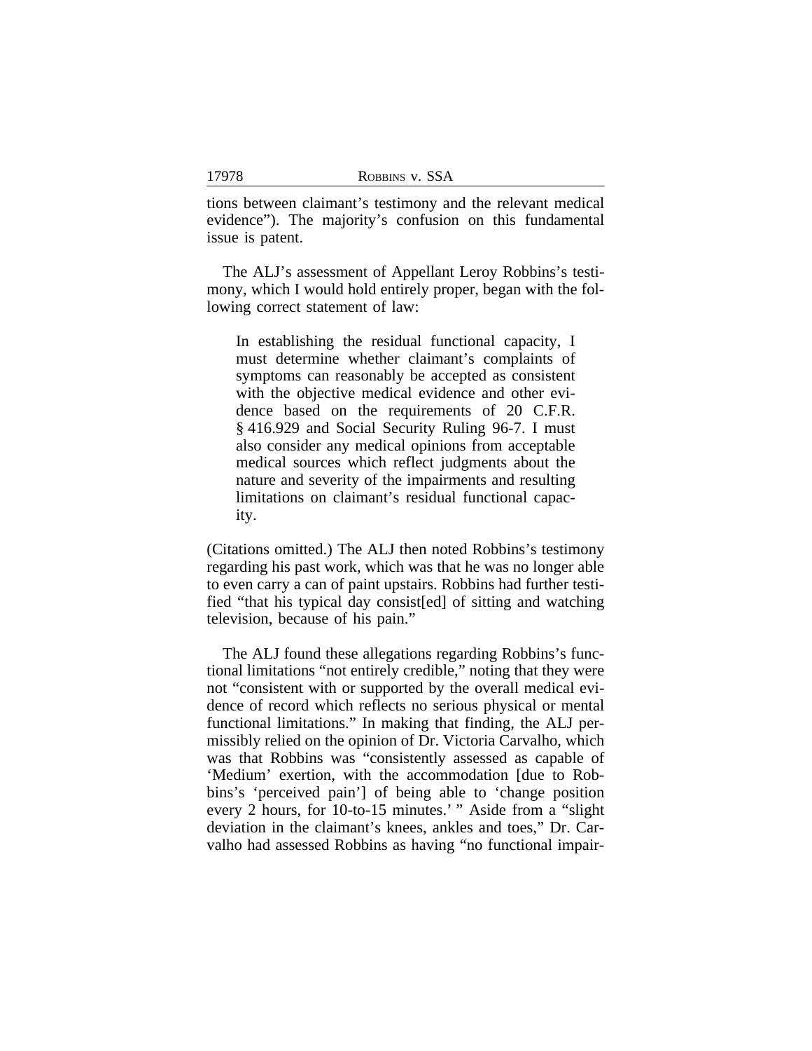tions between claimant's testimony and the relevant medical evidence"). The majority's confusion on this fundamental issue is patent.

The ALJ's assessment of Appellant Leroy Robbins's testimony, which I would hold entirely proper, began with the following correct statement of law:

> In establishing the residual functional capacity, I must determine whether claimant's complaints of symptoms can reasonably be accepted as consistent with the objective medical evidence and other evidence based on the requirements of 20 C.F.R. § 416.929 and Social Security Ruling 96-7. I must also consider any medical opinions from acceptable medical sources which reflect judgments about the nature and severity of the impairments and resulting limitations on claimant's residual functional capacity.

(Citations omitted.) The ALJ then noted Robbins's testimony regarding his past work, which was that he was no longer able to even carry a can of paint upstairs. Robbins had further testified "that his typical day consist[ed] of sitting and watching television, because of his pain."

The ALJ found these allegations regarding Robbins's functional limitations "not entirely credible," noting that they were not "consistent with or supported by the overall medical evidence of record which reflects no serious physical or mental functional limitations." In making that finding, the ALJ permissibly relied on the opinion of Dr. Victoria Carvalho, which was that Robbins was "consistently assessed as capable of 'Medium' exertion, with the accommodation [due to Robbins's 'perceived pain'] of being able to 'change position every 2 hours, for 10-to-15 minutes.' " Aside from a "slight deviation in the claimant's knees, ankles and toes," Dr. Carvalho had assessed Robbins as having "no functional impair-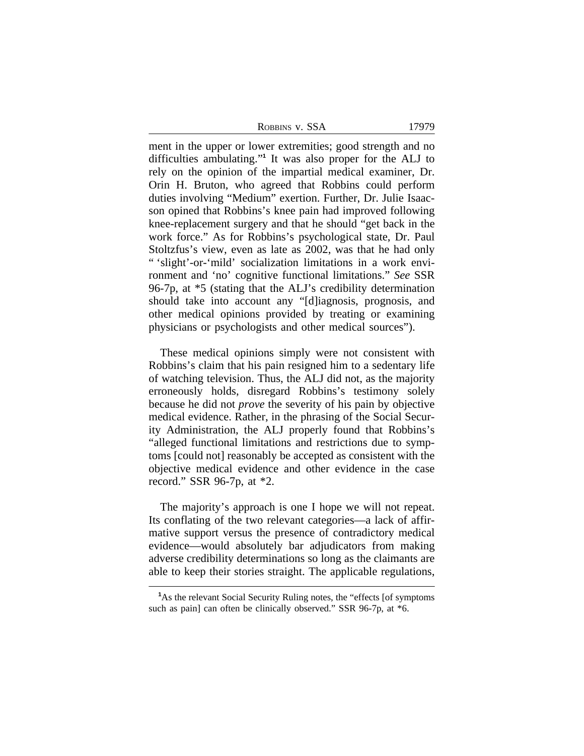ment in the upper or lower extremities; good strength and no difficulties ambulating."[1] It was also proper for the ALJ to rely on the opinion of the impartial medical examiner, Dr. Orin H. Bruton, who agreed that Robbins could perform duties involving "Medium" exertion. Further, Dr. Julie Isaacson opined that Robbins's knee pain had improved following knee-replacement surgery and that he should "get back in the work force." As for Robbins's psychological state, Dr. Paul Stoltzfus's view, even as late as 2002, was that he had only " 'slight'-or-'mild' socialization limitations in a work environment and 'no' cognitive functional limitations." *See* SSR 96-7p, at *5 (stating that the ALJ's credibility determination should take into account any "[d]iagnosis, prognosis, and other medical opinions provided by treating or examining physicians or psychologists and other medical sources").

These medical opinions simply were not consistent with Robbins's claim that his pain resigned him to a sedentary life of watching television. Thus, the ALJ did not, as the majority erroneously holds, disregard Robbins's testimony solely because he did not *prove* the severity of his pain by objective medical evidence. Rather, in the phrasing of the Social Security Administration, the ALJ properly found that Robbins's "alleged functional limitations and restrictions due to symptoms [could not] reasonably be accepted as consistent with the objective medical evidence and other evidence in the case record." SSR 96-7p, at *2.

The majority's approach is one I hope we will not repeat. Its conflating of the two relevant categories—a lack of affirmative support versus the presence of contradictory medical evidence—would absolutely bar adjudicators from making adverse credibility determinations so long as the claimants are able to keep their stories straight. The applicable regulations,

[1]As the relevant Social Security Ruling notes, the "effects [of symptoms such as pain] can often be clinically observed." SSR 96-7p, at *6.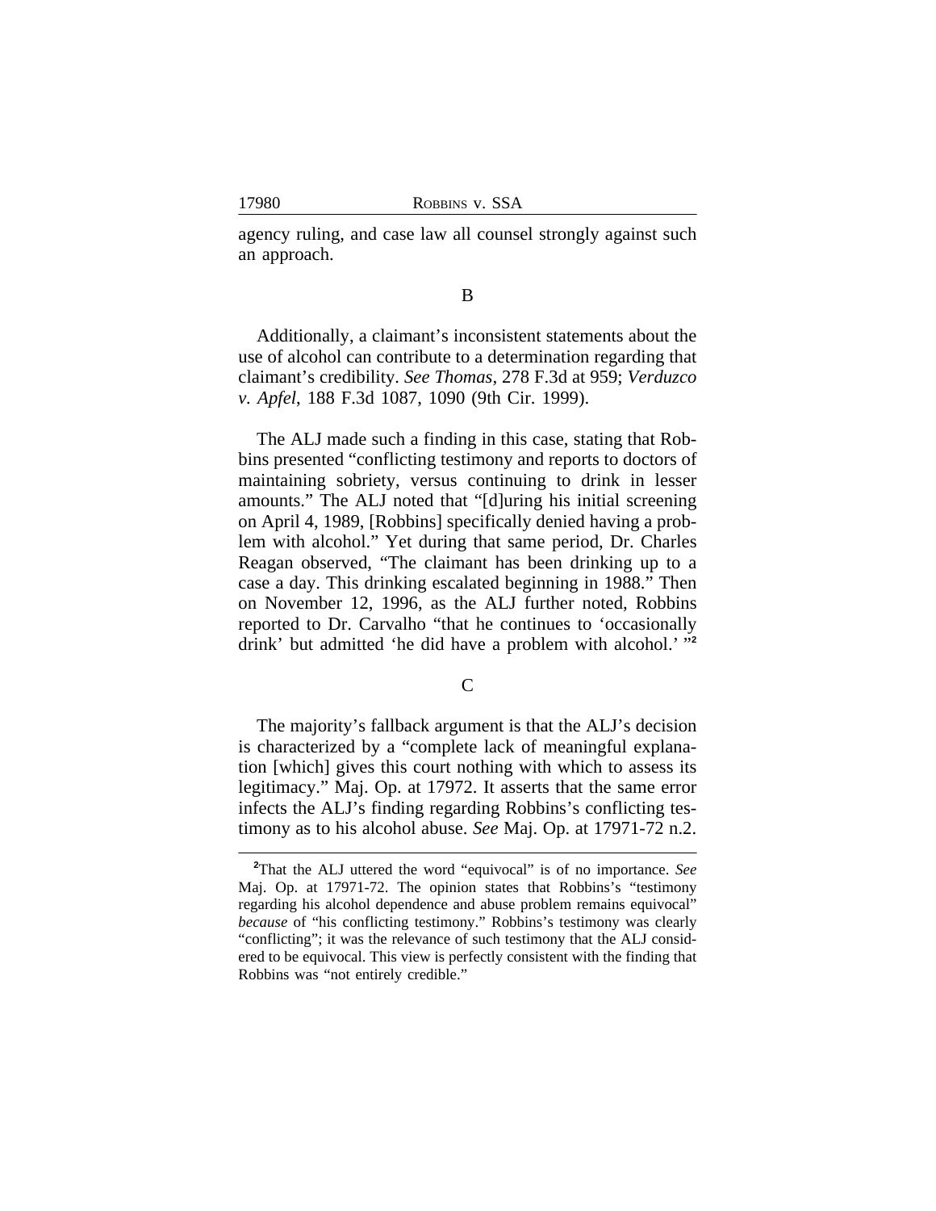agency ruling, and case law all counsel strongly against such an approach.

B

Additionally, a claimant's inconsistent statements about the use of alcohol can contribute to a determination regarding that claimant's credibility. *See Thomas*, 278 F.3d at 959; *Verduzco v. Apfel*, 188 F.3d 1087, 1090 (9th Cir. 1999).

The ALJ made such a finding in this case, stating that Robbins presented "conflicting testimony and reports to doctors of maintaining sobriety, versus continuing to drink in lesser amounts." The ALJ noted that "[d]uring his initial screening on April 4, 1989, [Robbins] specifically denied having a problem with alcohol." Yet during that same period, Dr. Charles Reagan observed, "The claimant has been drinking up to a case a day. This drinking escalated beginning in 1988." Then on November 12, 1996, as the ALJ further noted, Robbins reported to Dr. Carvalho "that he continues to 'occasionally drink' but admitted 'he did have a problem with alcohol.' "[2]

C

The majority's fallback argument is that the ALJ's decision is characterized by a "complete lack of meaningful explanation [which] gives this court nothing with which to assess its legitimacy." Maj. Op. at 17972. It asserts that the same error infects the ALJ's finding regarding Robbins's conflicting testimony as to his alcohol abuse. *See* Maj. Op. at 17971-72 n.2.

---

[2]That the ALJ uttered the word "equivocal" is of no importance. *See* Maj. Op. at 17971-72. The opinion states that Robbins's "testimony regarding his alcohol dependence and abuse problem remains equivocal" *because* of "his conflicting testimony." Robbins's testimony was clearly "conflicting"; it was the relevance of such testimony that the ALJ considered to be equivocal. This view is perfectly consistent with the finding that Robbins was "not entirely credible."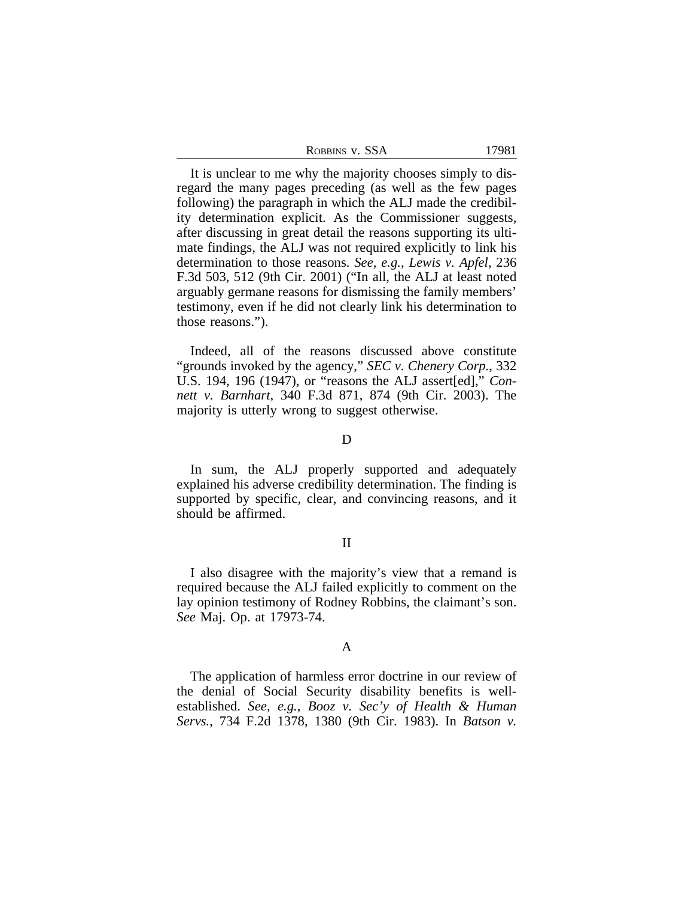It is unclear to me why the majority chooses simply to disregard the many pages preceding (as well as the few pages following) the paragraph in which the ALJ made the credibility determination explicit. As the Commissioner suggests, after discussing in great detail the reasons supporting its ultimate findings, the ALJ was not required explicitly to link his determination to those reasons. *See, e.g.*, *Lewis v. Apfel*, 236 F.3d 503, 512 (9th Cir. 2001) ("In all, the ALJ at least noted arguably germane reasons for dismissing the family members' testimony, even if he did not clearly link his determination to those reasons.").

Indeed, all of the reasons discussed above constitute "grounds invoked by the agency," *SEC v. Chenery Corp.*, 332 U.S. 194, 196 (1947), or "reasons the ALJ assert[ed]," *Connett v. Barnhart*, 340 F.3d 871, 874 (9th Cir. 2003). The majority is utterly wrong to suggest otherwise.

D

In sum, the ALJ properly supported and adequately explained his adverse credibility determination. The finding is supported by specific, clear, and convincing reasons, and it should be affirmed.

II

I also disagree with the majority's view that a remand is required because the ALJ failed explicitly to comment on the lay opinion testimony of Rodney Robbins, the claimant's son. *See* Maj. Op. at 17973-74.

A

The application of harmless error doctrine in our review of the denial of Social Security disability benefits is well-established. *See, e.g.*, *Booz v. Sec'y of Health & Human Servs.*, 734 F.2d 1378, 1380 (9th Cir. 1983). In *Batson v.*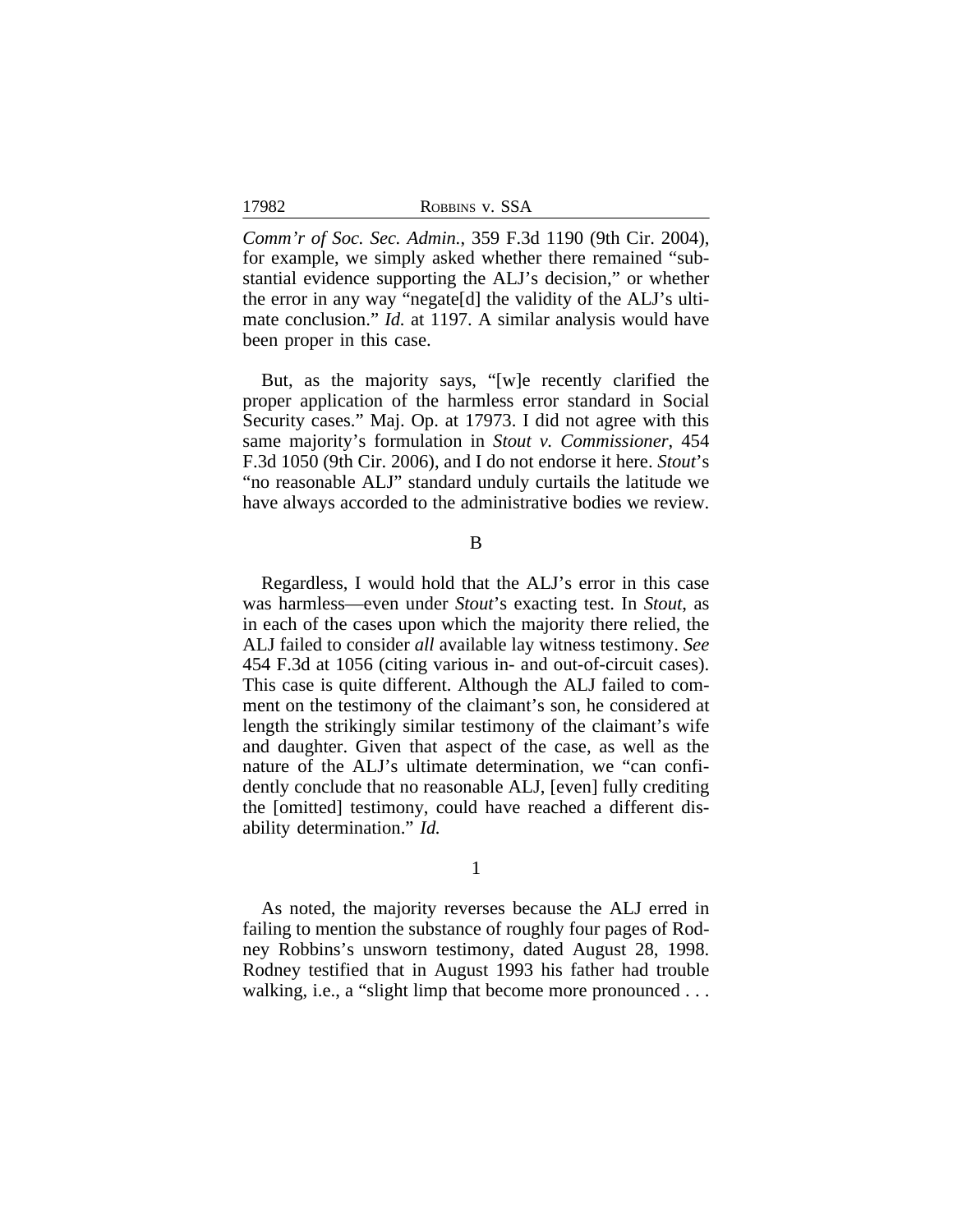*Comm'r of Soc. Sec. Admin.*, 359 F.3d 1190 (9th Cir. 2004), for example, we simply asked whether there remained "substantial evidence supporting the ALJ's decision," or whether the error in any way "negate[d] the validity of the ALJ's ultimate conclusion." *Id.* at 1197. A similar analysis would have been proper in this case.

But, as the majority says, "[w]e recently clarified the proper application of the harmless error standard in Social Security cases." Maj. Op. at 17973. I did not agree with this same majority's formulation in *Stout v. Commissioner*, 454 F.3d 1050 (9th Cir. 2006), and I do not endorse it here. *Stout*'s "no reasonable ALJ" standard unduly curtails the latitude we have always accorded to the administrative bodies we review.

B

Regardless, I would hold that the ALJ's error in this case was harmless—even under *Stout*'s exacting test. In *Stout*, as in each of the cases upon which the majority there relied, the ALJ failed to consider *all* available lay witness testimony. *See* 454 F.3d at 1056 (citing various in- and out-of-circuit cases). This case is quite different. Although the ALJ failed to comment on the testimony of the claimant's son, he considered at length the strikingly similar testimony of the claimant's wife and daughter. Given that aspect of the case, as well as the nature of the ALJ's ultimate determination, we "can confidently conclude that no reasonable ALJ, [even] fully crediting the [omitted] testimony, could have reached a different disability determination." *Id.*

1

As noted, the majority reverses because the ALJ erred in failing to mention the substance of roughly four pages of Rodney Robbins's unsworn testimony, dated August 28, 1998. Rodney testified that in August 1993 his father had trouble walking, i.e., a "slight limp that become more pronounced . . .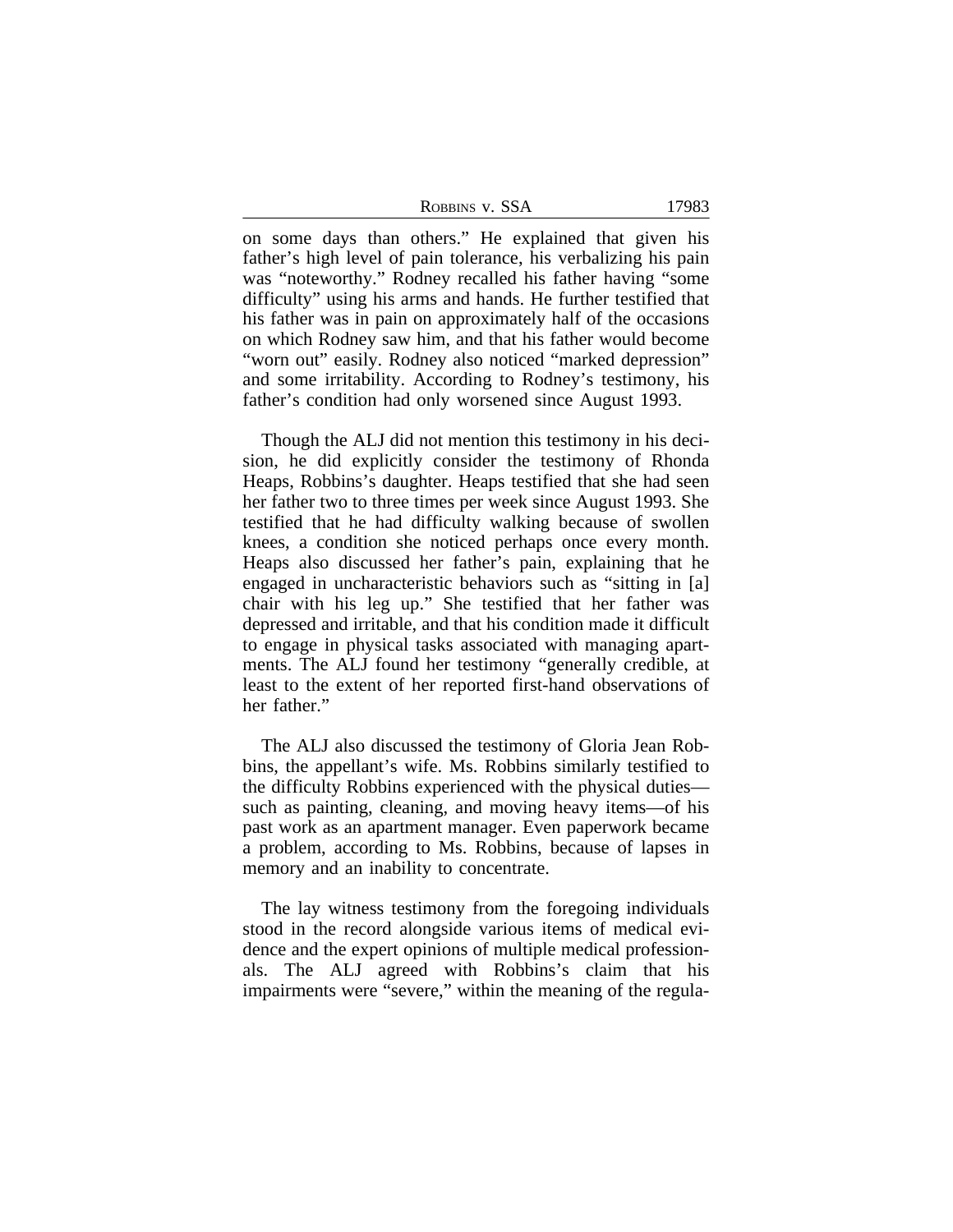on some days than others." He explained that given his father's high level of pain tolerance, his verbalizing his pain was "noteworthy." Rodney recalled his father having "some difficulty" using his arms and hands. He further testified that his father was in pain on approximately half of the occasions on which Rodney saw him, and that his father would become "worn out" easily. Rodney also noticed "marked depression" and some irritability. According to Rodney's testimony, his father's condition had only worsened since August 1993.

Though the ALJ did not mention this testimony in his decision, he did explicitly consider the testimony of Rhonda Heaps, Robbins's daughter. Heaps testified that she had seen her father two to three times per week since August 1993. She testified that he had difficulty walking because of swollen knees, a condition she noticed perhaps once every month. Heaps also discussed her father's pain, explaining that he engaged in uncharacteristic behaviors such as "sitting in [a] chair with his leg up." She testified that her father was depressed and irritable, and that his condition made it difficult to engage in physical tasks associated with managing apartments. The ALJ found her testimony "generally credible, at least to the extent of her reported first-hand observations of her father."

The ALJ also discussed the testimony of Gloria Jean Robbins, the appellant's wife. Ms. Robbins similarly testified to the difficulty Robbins experienced with the physical duties—such as painting, cleaning, and moving heavy items—of his past work as an apartment manager. Even paperwork became a problem, according to Ms. Robbins, because of lapses in memory and an inability to concentrate.

The lay witness testimony from the foregoing individuals stood in the record alongside various items of medical evidence and the expert opinions of multiple medical professionals. The ALJ agreed with Robbins's claim that his impairments were "severe," within the meaning of the regula-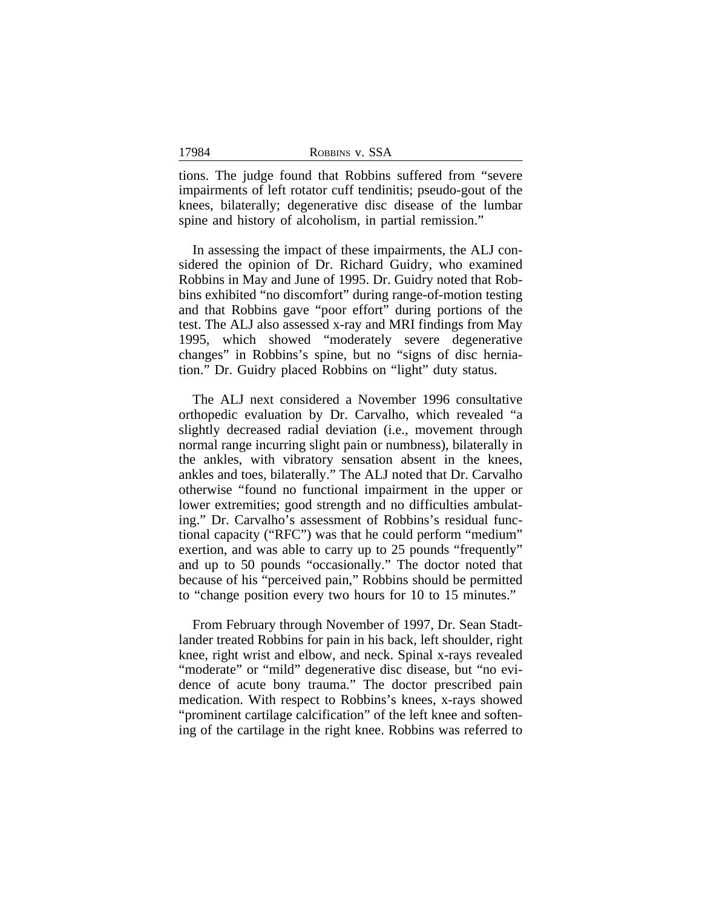tions. The judge found that Robbins suffered from "severe impairments of left rotator cuff tendinitis; pseudo-gout of the knees, bilaterally; degenerative disc disease of the lumbar spine and history of alcoholism, in partial remission."

In assessing the impact of these impairments, the ALJ considered the opinion of Dr. Richard Guidry, who examined Robbins in May and June of 1995. Dr. Guidry noted that Robbins exhibited "no discomfort" during range-of-motion testing and that Robbins gave "poor effort" during portions of the test. The ALJ also assessed x-ray and MRI findings from May 1995, which showed "moderately severe degenerative changes" in Robbins's spine, but no "signs of disc herniation." Dr. Guidry placed Robbins on "light" duty status.

The ALJ next considered a November 1996 consultative orthopedic evaluation by Dr. Carvalho, which revealed "a slightly decreased radial deviation (i.e., movement through normal range incurring slight pain or numbness), bilaterally in the ankles, with vibratory sensation absent in the knees, ankles and toes, bilaterally." The ALJ noted that Dr. Carvalho otherwise "found no functional impairment in the upper or lower extremities; good strength and no difficulties ambulating." Dr. Carvalho's assessment of Robbins's residual functional capacity ("RFC") was that he could perform "medium" exertion, and was able to carry up to 25 pounds "frequently" and up to 50 pounds "occasionally." The doctor noted that because of his "perceived pain," Robbins should be permitted to "change position every two hours for 10 to 15 minutes."

From February through November of 1997, Dr. Sean Stadtlander treated Robbins for pain in his back, left shoulder, right knee, right wrist and elbow, and neck. Spinal x-rays revealed "moderate" or "mild" degenerative disc disease, but "no evidence of acute bony trauma." The doctor prescribed pain medication. With respect to Robbins's knees, x-rays showed "prominent cartilage calcification" of the left knee and softening of the cartilage in the right knee. Robbins was referred to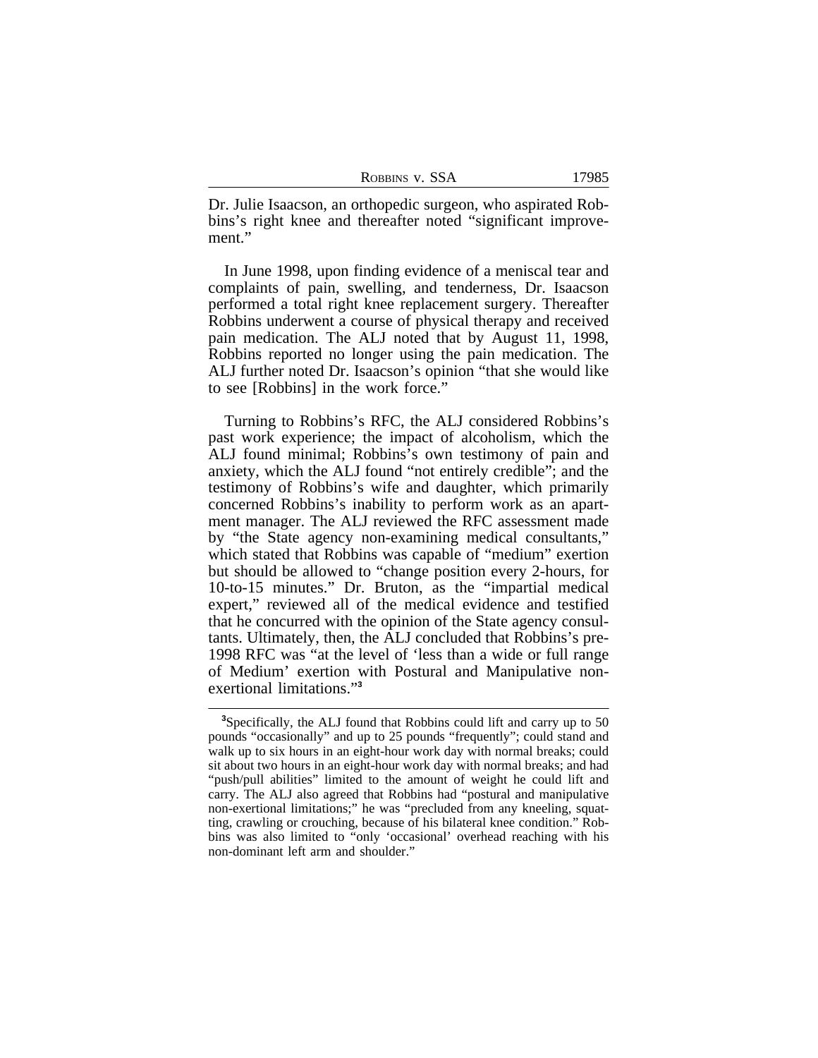Dr. Julie Isaacson, an orthopedic surgeon, who aspirated Robbins's right knee and thereafter noted "significant improvement."

In June 1998, upon finding evidence of a meniscal tear and complaints of pain, swelling, and tenderness, Dr. Isaacson performed a total right knee replacement surgery. Thereafter Robbins underwent a course of physical therapy and received pain medication. The ALJ noted that by August 11, 1998, Robbins reported no longer using the pain medication. The ALJ further noted Dr. Isaacson's opinion "that she would like to see [Robbins] in the work force."

Turning to Robbins's RFC, the ALJ considered Robbins's past work experience; the impact of alcoholism, which the ALJ found minimal; Robbins's own testimony of pain and anxiety, which the ALJ found "not entirely credible"; and the testimony of Robbins's wife and daughter, which primarily concerned Robbins's inability to perform work as an apartment manager. The ALJ reviewed the RFC assessment made by "the State agency non-examining medical consultants," which stated that Robbins was capable of "medium" exertion but should be allowed to "change position every 2-hours, for 10-to-15 minutes." Dr. Bruton, as the "impartial medical expert," reviewed all of the medical evidence and testified that he concurred with the opinion of the State agency consultants. Ultimately, then, the ALJ concluded that Robbins's pre-1998 RFC was "at the level of 'less than a wide or full range of Medium' exertion with Postural and Manipulative non-exertional limitations."[3]

[3]Specifically, the ALJ found that Robbins could lift and carry up to 50 pounds "occasionally" and up to 25 pounds "frequently"; could stand and walk up to six hours in an eight-hour work day with normal breaks; could sit about two hours in an eight-hour work day with normal breaks; and had "push/pull abilities" limited to the amount of weight he could lift and carry. The ALJ also agreed that Robbins had "postural and manipulative non-exertional limitations;" he was "precluded from any kneeling, squatting, crawling or crouching, because of his bilateral knee condition." Robbins was also limited to "only 'occasional' overhead reaching with his non-dominant left arm and shoulder."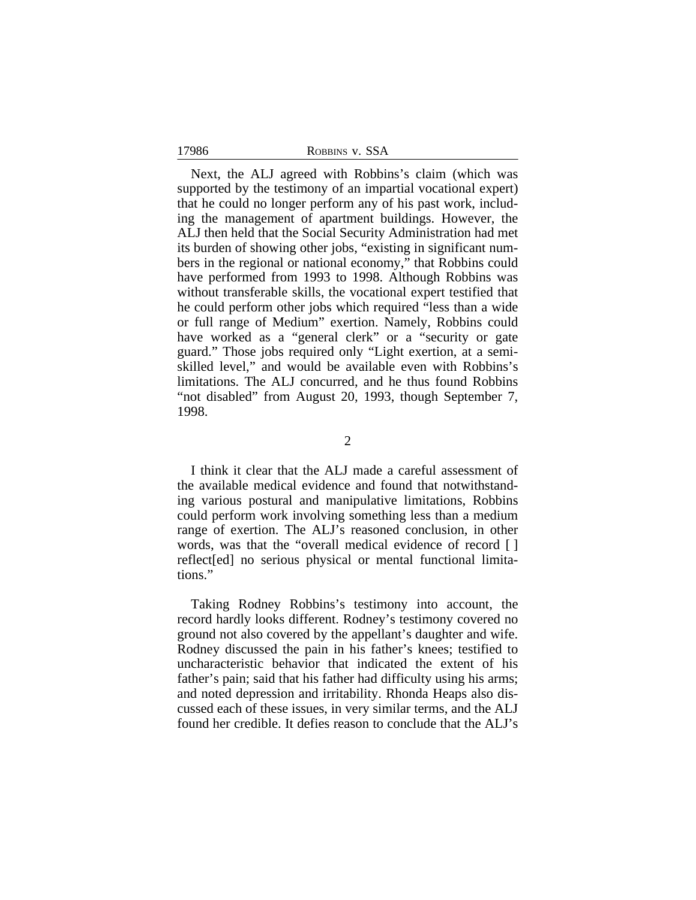Next, the ALJ agreed with Robbins's claim (which was supported by the testimony of an impartial vocational expert) that he could no longer perform any of his past work, including the management of apartment buildings. However, the ALJ then held that the Social Security Administration had met its burden of showing other jobs, "existing in significant numbers in the regional or national economy," that Robbins could have performed from 1993 to 1998. Although Robbins was without transferable skills, the vocational expert testified that he could perform other jobs which required "less than a wide or full range of Medium" exertion. Namely, Robbins could have worked as a "general clerk" or a "security or gate guard." Those jobs required only "Light exertion, at a semi-skilled level," and would be available even with Robbins's limitations. The ALJ concurred, and he thus found Robbins "not disabled" from August 20, 1993, though September 7, 1998.

2

I think it clear that the ALJ made a careful assessment of the available medical evidence and found that notwithstanding various postural and manipulative limitations, Robbins could perform work involving something less than a medium range of exertion. The ALJ's reasoned conclusion, in other words, was that the "overall medical evidence of record [ ] reflect[ed] no serious physical or mental functional limitations."

Taking Rodney Robbins's testimony into account, the record hardly looks different. Rodney's testimony covered no ground not also covered by the appellant's daughter and wife. Rodney discussed the pain in his father's knees; testified to uncharacteristic behavior that indicated the extent of his father's pain; said that his father had difficulty using his arms; and noted depression and irritability. Rhonda Heaps also discussed each of these issues, in very similar terms, and the ALJ found her credible. It defies reason to conclude that the ALJ's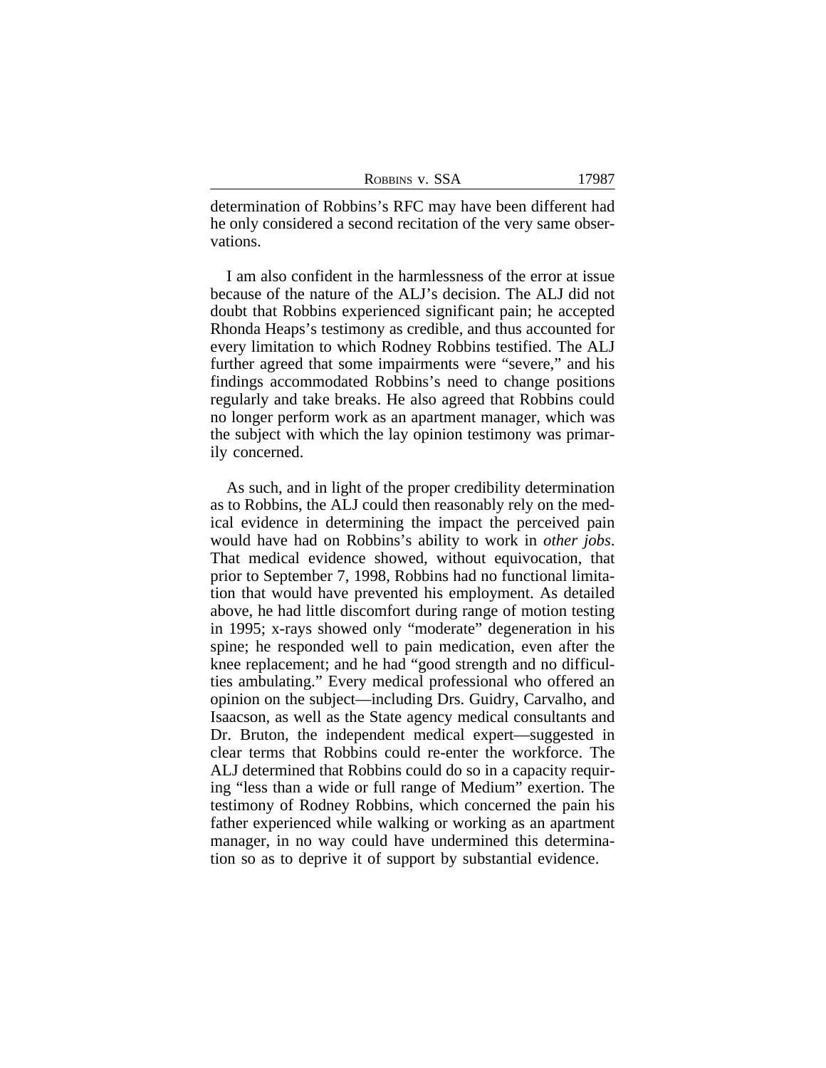determination of Robbins's RFC may have been different had he only considered a second recitation of the very same observations.

I am also confident in the harmlessness of the error at issue because of the nature of the ALJ's decision. The ALJ did not doubt that Robbins experienced significant pain; he accepted Rhonda Heaps's testimony as credible, and thus accounted for every limitation to which Rodney Robbins testified. The ALJ further agreed that some impairments were "severe," and his findings accommodated Robbins's need to change positions regularly and take breaks. He also agreed that Robbins could no longer perform work as an apartment manager, which was the subject with which the lay opinion testimony was primarily concerned.

As such, and in light of the proper credibility determination as to Robbins, the ALJ could then reasonably rely on the medical evidence in determining the impact the perceived pain would have had on Robbins's ability to work in *other jobs*. That medical evidence showed, without equivocation, that prior to September 7, 1998, Robbins had no functional limitation that would have prevented his employment. As detailed above, he had little discomfort during range of motion testing in 1995; x-rays showed only "moderate" degeneration in his spine; he responded well to pain medication, even after the knee replacement; and he had "good strength and no difficulties ambulating." Every medical professional who offered an opinion on the subject—including Drs. Guidry, Carvalho, and Isaacson, as well as the State agency medical consultants and Dr. Bruton, the independent medical expert—suggested in clear terms that Robbins could re-enter the workforce. The ALJ determined that Robbins could do so in a capacity requiring "less than a wide or full range of Medium" exertion. The testimony of Rodney Robbins, which concerned the pain his father experienced while walking or working as an apartment manager, in no way could have undermined this determination so as to deprive it of support by substantial evidence.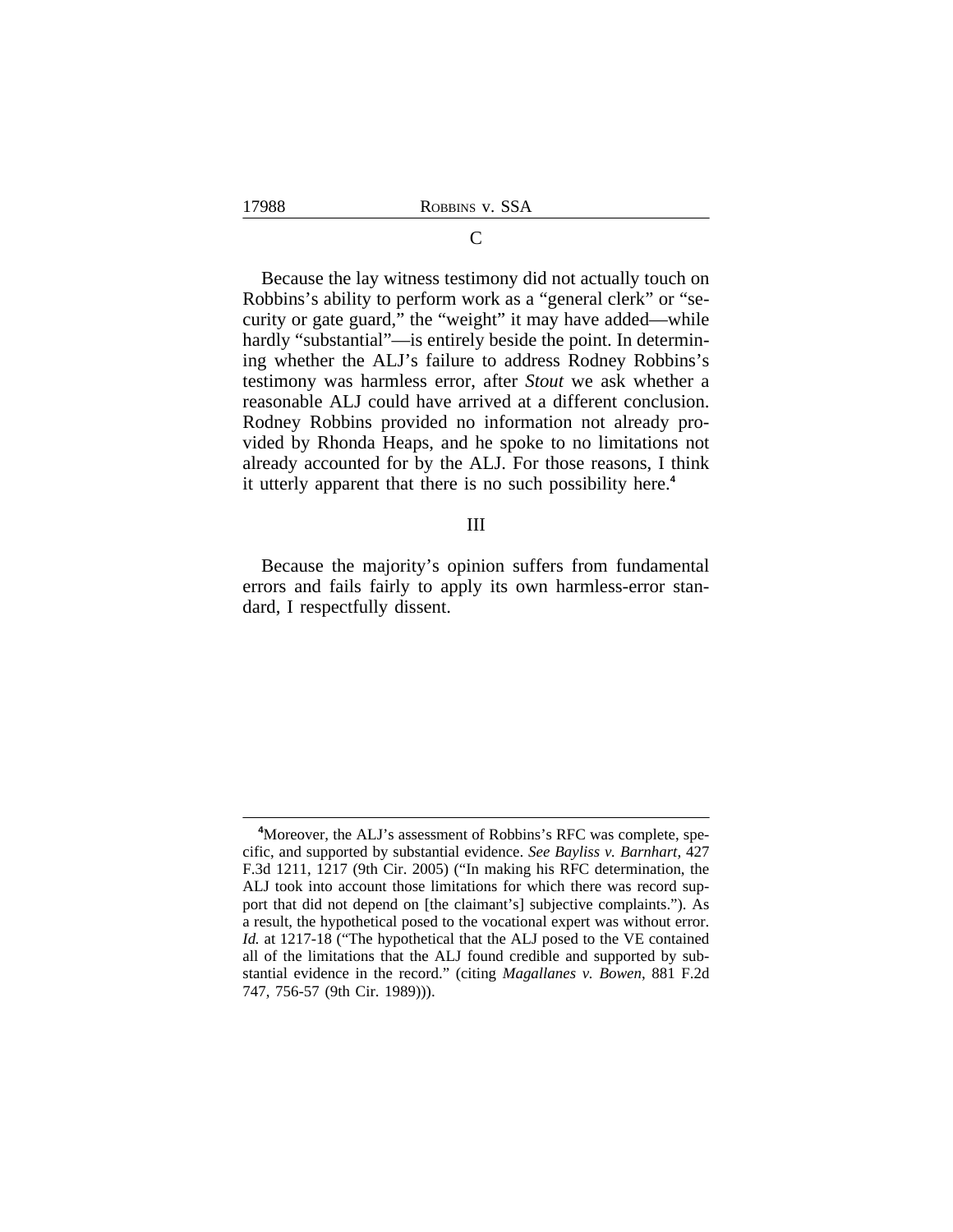### C

Because the lay witness testimony did not actually touch on Robbins's ability to perform work as a "general clerk" or "security or gate guard," the "weight" it may have added—while hardly "substantial"—is entirely beside the point. In determining whether the ALJ's failure to address Rodney Robbins's testimony was harmless error, after *Stout* we ask whether a reasonable ALJ could have arrived at a different conclusion. Rodney Robbins provided no information not already provided by Rhonda Heaps, and he spoke to no limitations not already accounted for by the ALJ. For those reasons, I think it utterly apparent that there is no such possibility here.[4]

### III

Because the majority's opinion suffers from fundamental errors and fails fairly to apply its own harmless-error standard, I respectfully dissent.

---

[4]Moreover, the ALJ's assessment of Robbins's RFC was complete, specific, and supported by substantial evidence. *See Bayliss v. Barnhart*, 427 F.3d 1211, 1217 (9th Cir. 2005) ("In making his RFC determination, the ALJ took into account those limitations for which there was record support that did not depend on [the claimant's] subjective complaints."). As a result, the hypothetical posed to the vocational expert was without error. *Id.* at 1217-18 ("The hypothetical that the ALJ posed to the VE contained all of the limitations that the ALJ found credible and supported by substantial evidence in the record." (citing *Magallanes v. Bowen*, 881 F.2d 747, 756-57 (9th Cir. 1989))).